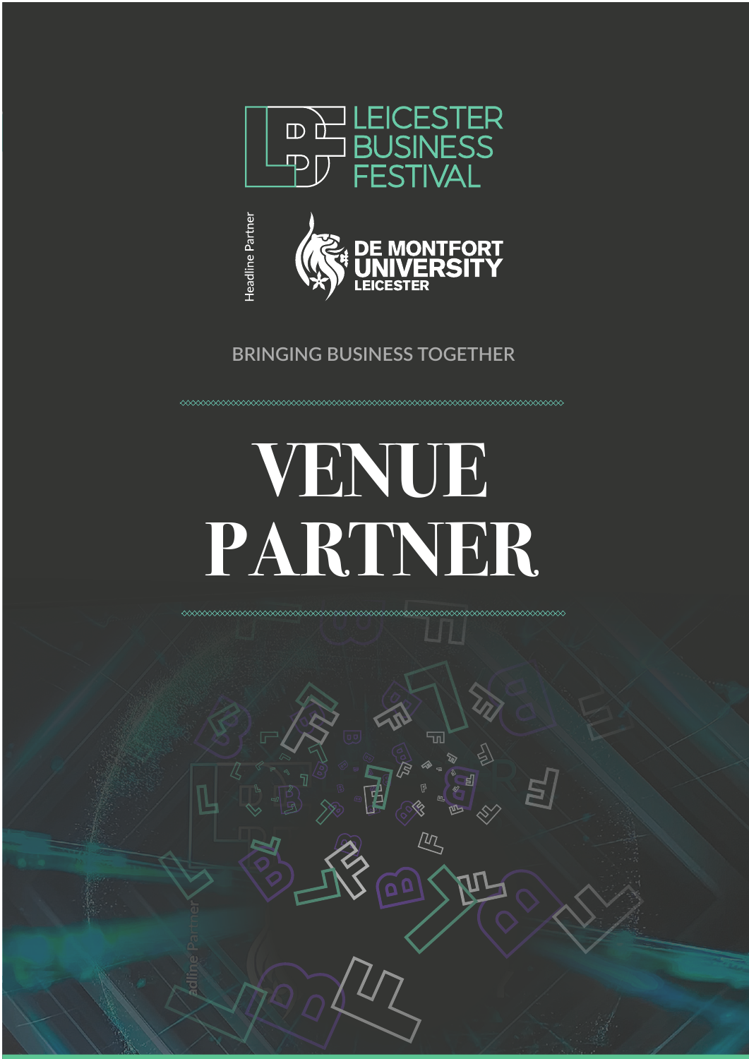LEICESTER BUSINESS FESTIVAL

Headline Partner

DE MONTFORT UNIVERSITY LEICESTER

BRINGING BUSINESS TOGETHER

# VENUE PARTNER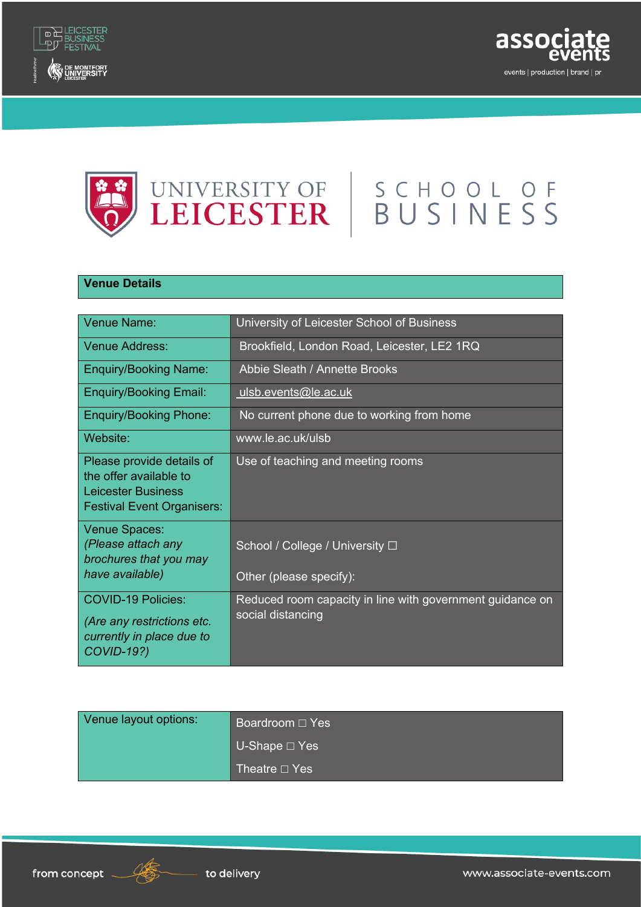UNIVERSITY OF LEICESTER | SCHOOL OF BUSINESS

## Venue Details

| | |
|---|---|
| Venue Name: | University of Leicester School of Business |
| Venue Address: | Brookfield, London Road, Leicester, LE2 1RQ |
| Enquiry/Booking Name: | Abbie Sleath / Annette Brooks |
| Enquiry/Booking Email: | ulsb.events@le.ac.uk |
| Enquiry/Booking Phone: | No current phone due to working from home |
| Website: | www.le.ac.uk/ulsb |
| Please provide details of the offer available to Leicester Business Festival Event Organisers: | Use of teaching and meeting rooms |
| Venue Spaces: *(Please attach any brochures that you may have available)* | School / College / University ☐<br><br>Other (please specify): |
| COVID-19 Policies:<br>*(Are any restrictions etc. currently in place due to COVID-19?)* | Reduced room capacity in line with government guidance on social distancing |

| | |
|---|---|
| Venue layout options: | Boardroom ☐ Yes<br>U-Shape ☐ Yes<br>Theatre ☐ Yes |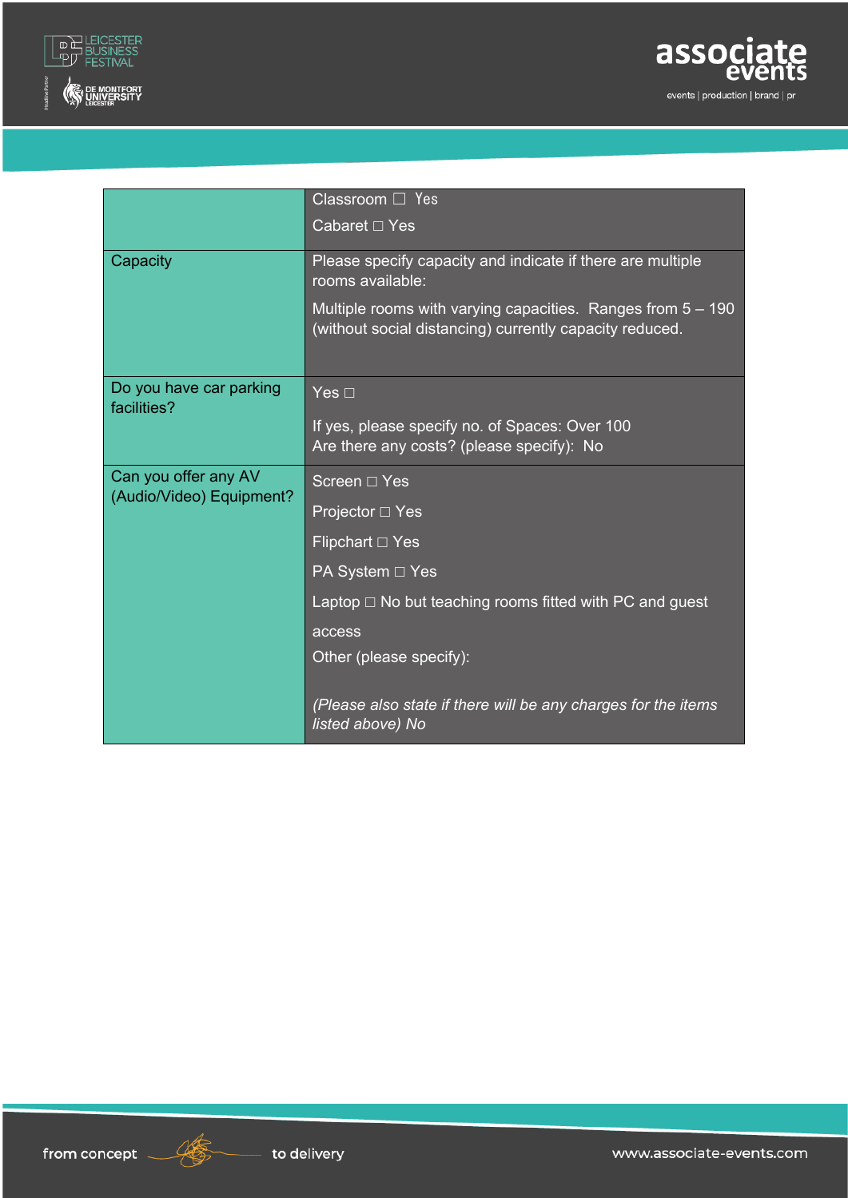| | |
|---|---|
| | Classroom ☐ Yes<br>Cabaret □ Yes |
| Capacity | Please specify capacity and indicate if there are multiple rooms available:<br>Multiple rooms with varying capacities. Ranges from 5 – 190 (without social distancing) currently capacity reduced. |
| Do you have car parking facilities? | Yes □<br>If yes, please specify no. of Spaces: Over 100<br>Are there any costs? (please specify): No |
| Can you offer any AV (Audio/Video) Equipment? | Screen □ Yes<br>Projector □ Yes<br>Flipchart □ Yes<br>PA System □ Yes<br>Laptop □ No but teaching rooms fitted with PC and guest access<br>Other (please specify):<br>*(Please also state if there will be any charges for the items listed above) No* |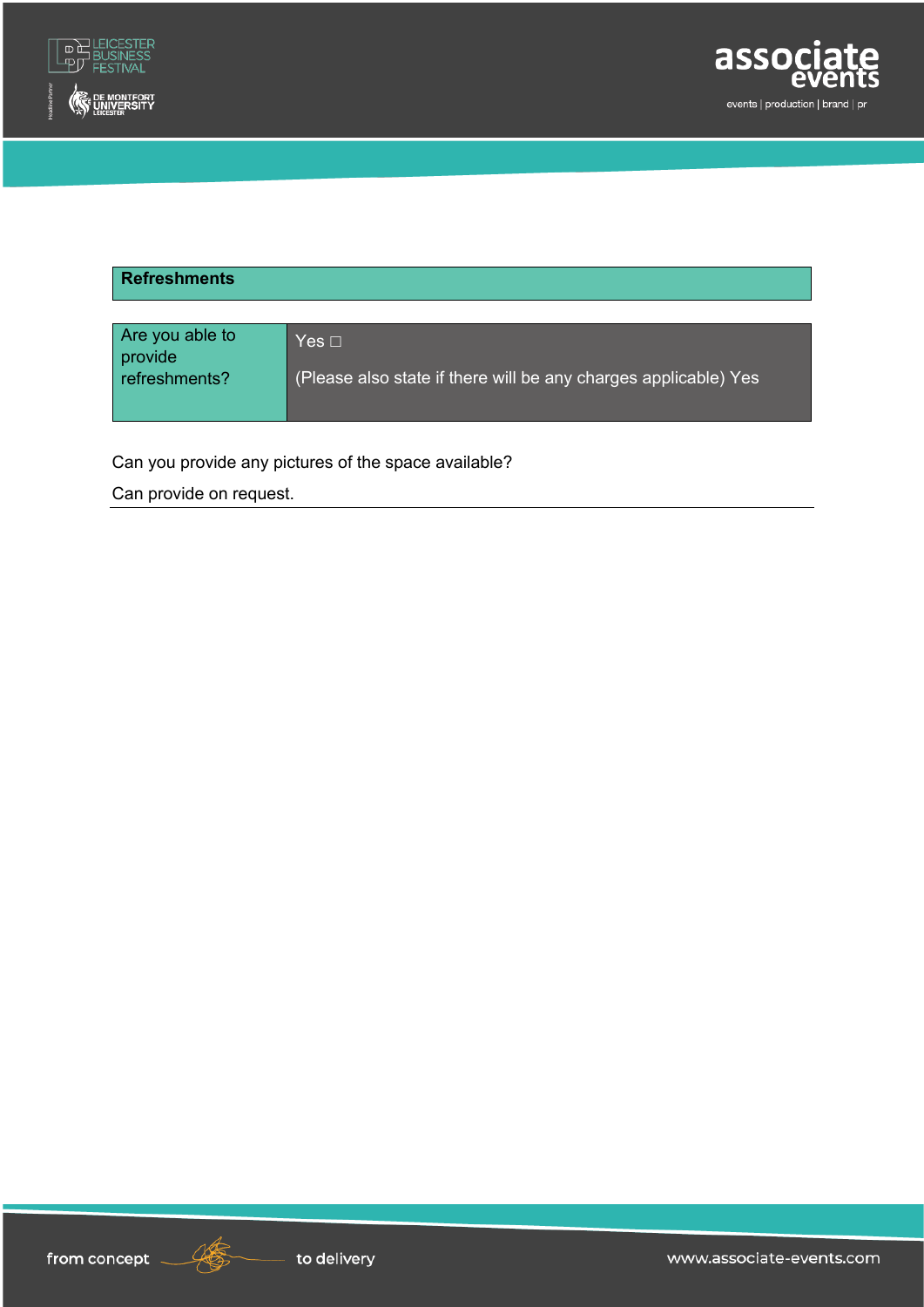| Refreshments | |
| --- | --- |
| Are you able to provide refreshments? | Yes ☐<br><br>(Please also state if there will be any charges applicable) Yes |

Can you provide any pictures of the space available?

Can provide on request.